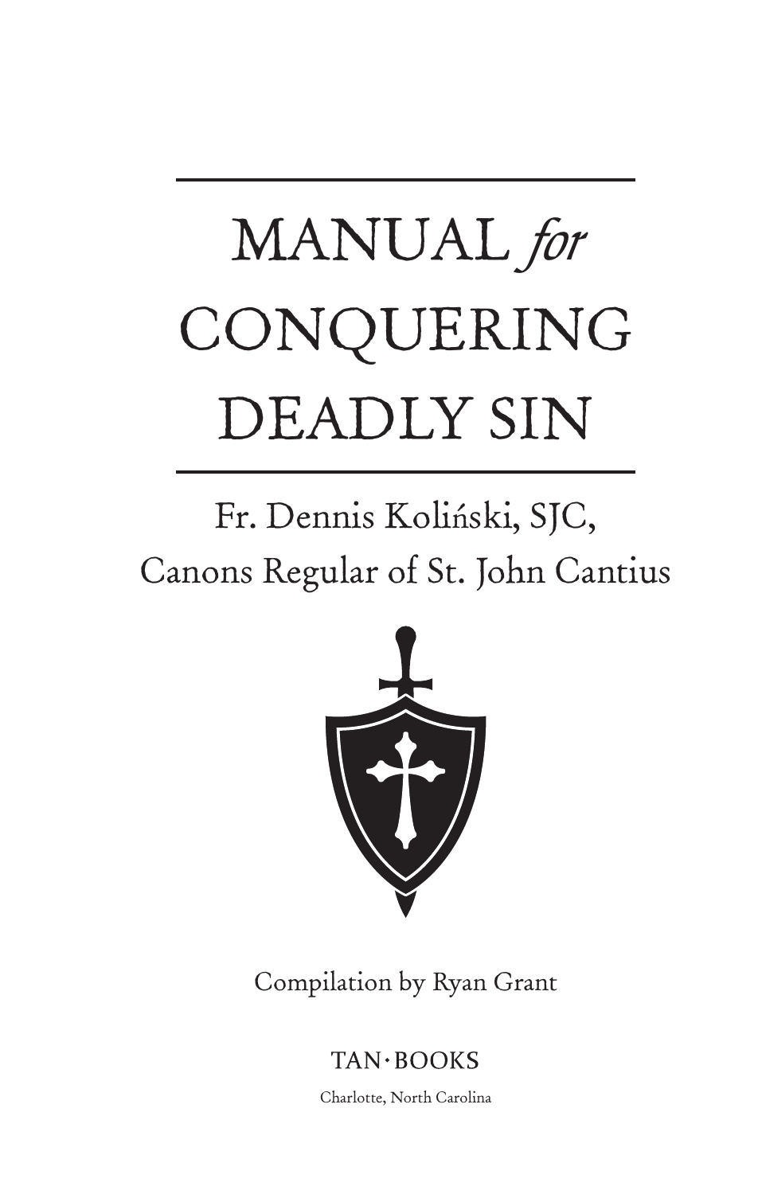# MANUAL *for* CONQUERING DEADLY SIN

Fr. Dennis Koliński, SJC,

Canons Regular of St. John Cantius

Compilation by Ryan Grant

TAN·BOOKS

Charlotte, North Carolina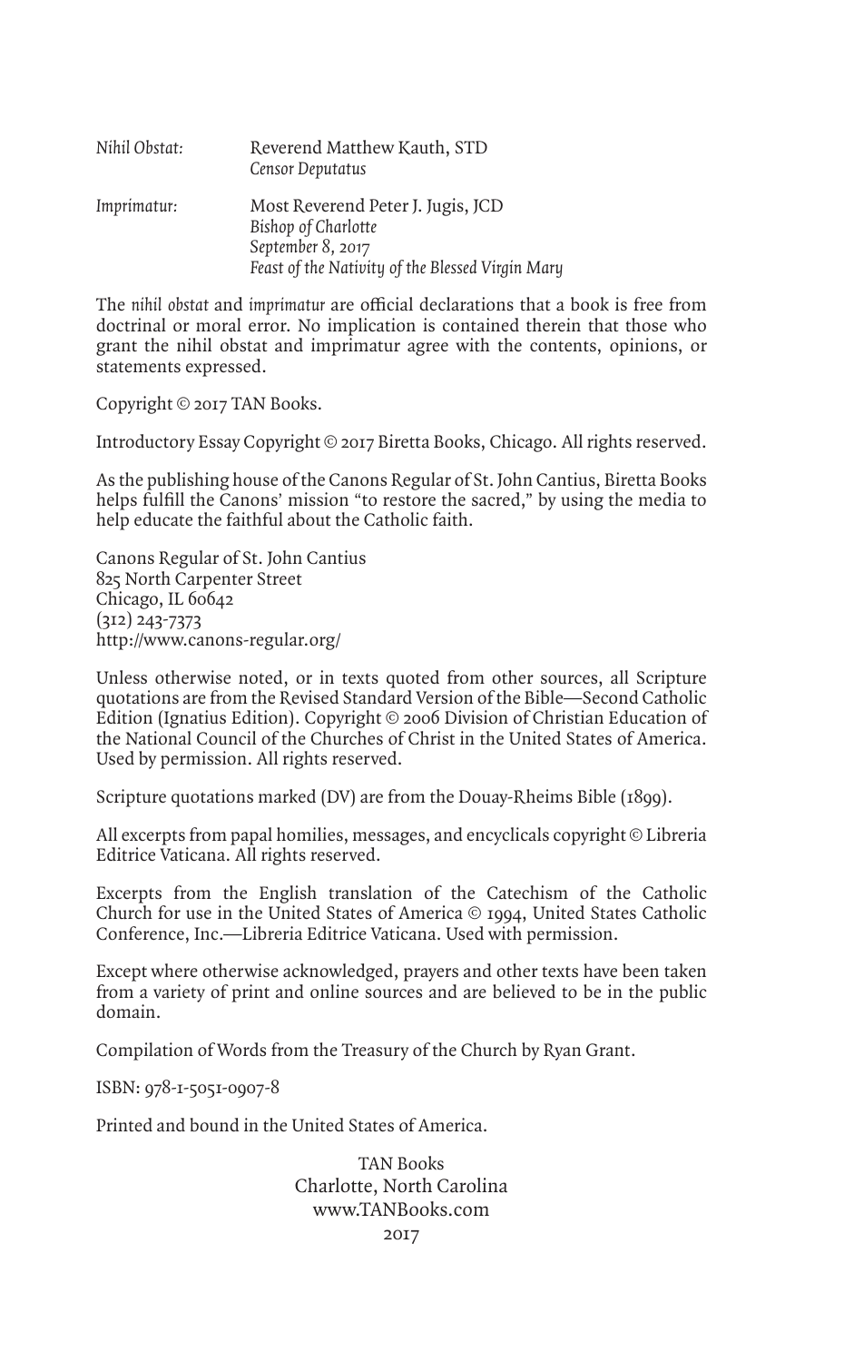*Nihil Obstat:* Reverend Matthew Kauth, STD
*Censor Deputatus*

*Imprimatur:* Most Reverend Peter J. Jugis, JCD
*Bishop of Charlotte*
*September 8, 2017*
*Feast of the Nativity of the Blessed Virgin Mary*

The *nihil obstat* and *imprimatur* are official declarations that a book is free from doctrinal or moral error. No implication is contained therein that those who grant the nihil obstat and imprimatur agree with the contents, opinions, or statements expressed.

Copyright © 2017 TAN Books.

Introductory Essay Copyright © 2017 Biretta Books, Chicago. All rights reserved.

As the publishing house of the Canons Regular of St. John Cantius, Biretta Books helps fulfill the Canons' mission "to restore the sacred," by using the media to help educate the faithful about the Catholic faith.

Canons Regular of St. John Cantius
825 North Carpenter Street
Chicago, IL 60642
(312) 243-7373
http://www.canons-regular.org/

Unless otherwise noted, or in texts quoted from other sources, all Scripture quotations are from the Revised Standard Version of the Bible—Second Catholic Edition (Ignatius Edition). Copyright © 2006 Division of Christian Education of the National Council of the Churches of Christ in the United States of America. Used by permission. All rights reserved.

Scripture quotations marked (DV) are from the Douay-Rheims Bible (1899).

All excerpts from papal homilies, messages, and encyclicals copyright © Libreria Editrice Vaticana. All rights reserved.

Excerpts from the English translation of the Catechism of the Catholic Church for use in the United States of America © 1994, United States Catholic Conference, Inc.—Libreria Editrice Vaticana. Used with permission.

Except where otherwise acknowledged, prayers and other texts have been taken from a variety of print and online sources and are believed to be in the public domain.

Compilation of Words from the Treasury of the Church by Ryan Grant.

ISBN: 978-1-5051-0907-8

Printed and bound in the United States of America.

TAN Books
Charlotte, North Carolina
www.TANBooks.com
2017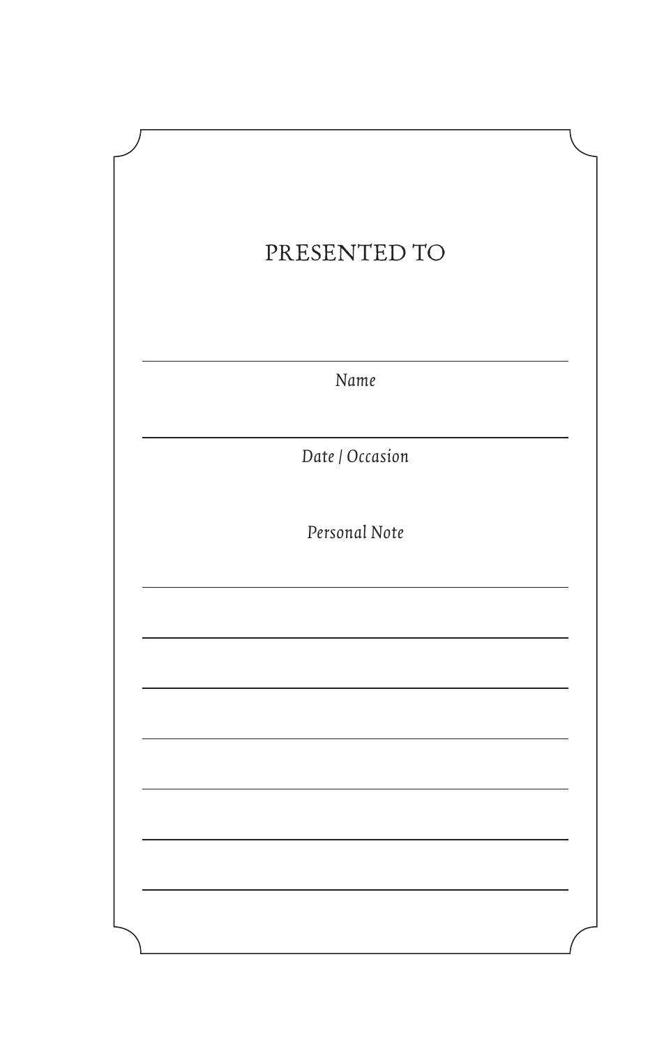# PRESENTED TO

---

*Name*

---

*Date / Occasion*

*Personal Note*

---

---

---

---

---

---

---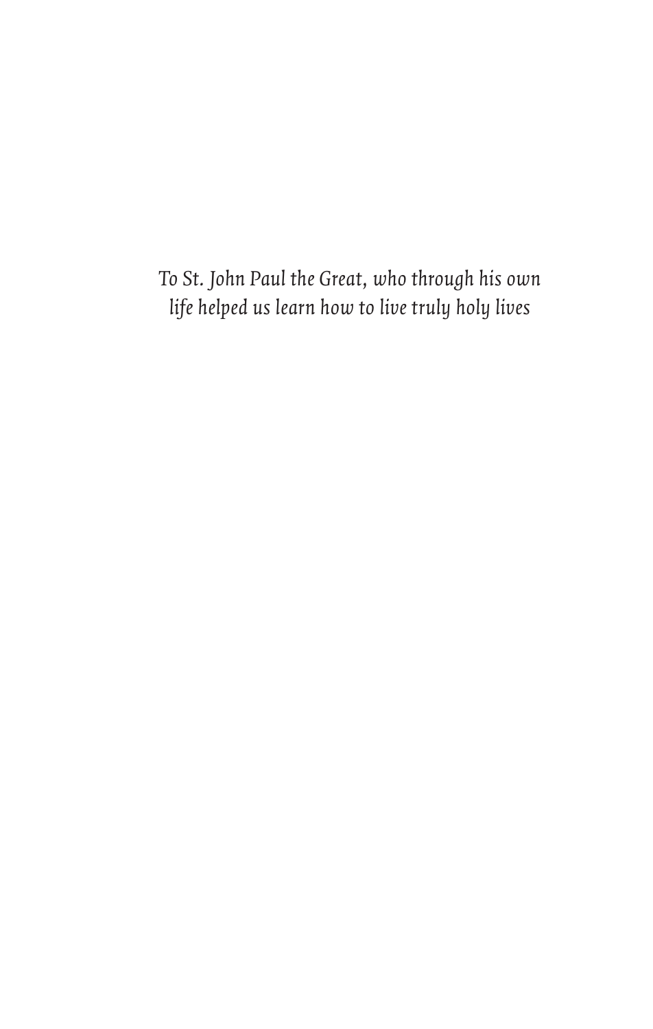*To St. John Paul the Great, who through his own life helped us learn how to live truly holy lives*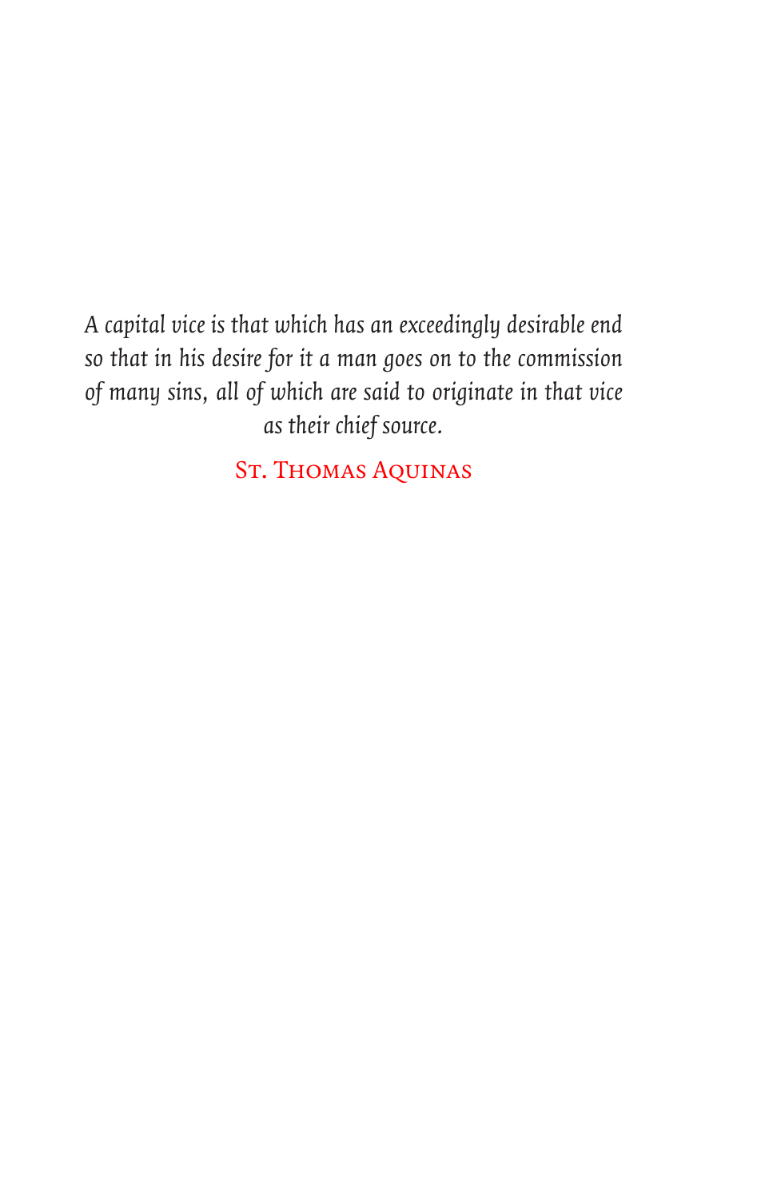*A capital vice is that which has an exceedingly desirable end so that in his desire for it a man goes on to the commission of many sins, all of which are said to originate in that vice as their chief source.*

St. Thomas Aquinas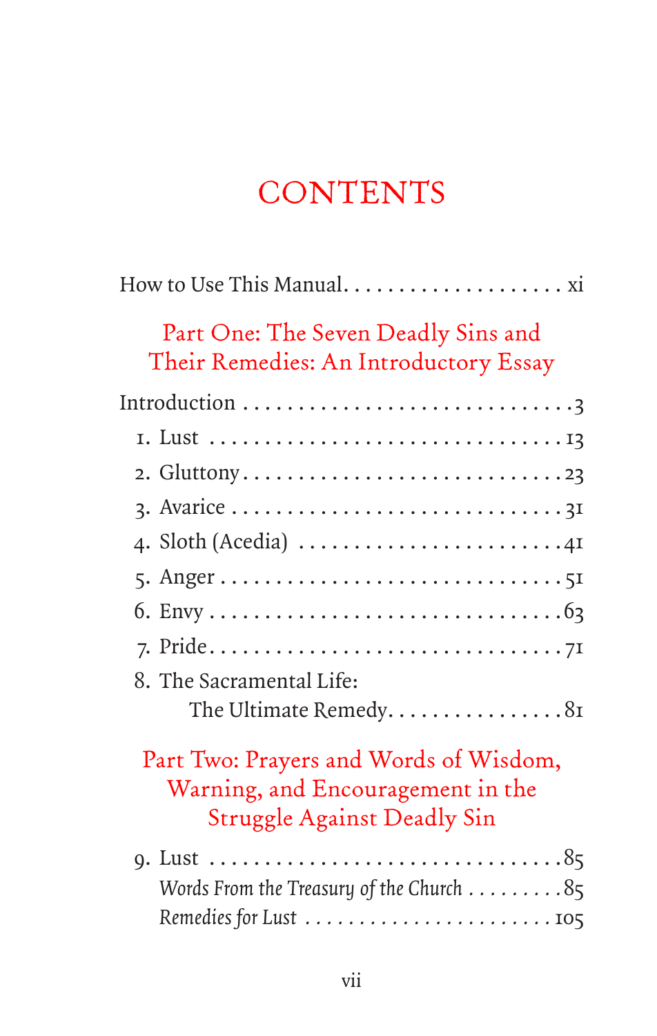# CONTENTS

How to Use This Manual . . . . . . . . . . . . . . . . . . . . xi

## Part One: The Seven Deadly Sins and Their Remedies: An Introductory Essay

Introduction . . . . . . . . . . . . . . . . . . . . . . . . . . . . . . 3

1. Lust . . . . . . . . . . . . . . . . . . . . . . . . . . . . . 13
2. Gluttony . . . . . . . . . . . . . . . . . . . . . . . . . . . 23
3. Avarice . . . . . . . . . . . . . . . . . . . . . . . . . . . . 31
4. Sloth (Acedia) . . . . . . . . . . . . . . . . . . . . . . . 41
5. Anger . . . . . . . . . . . . . . . . . . . . . . . . . . . . . 51
6. Envy . . . . . . . . . . . . . . . . . . . . . . . . . . . . . 63
7. Pride . . . . . . . . . . . . . . . . . . . . . . . . . . . . . 71
8. The Sacramental Life: The Ultimate Remedy . . . . . . . . . . . . . . . . 81

## Part Two: Prayers and Words of Wisdom, Warning, and Encouragement in the Struggle Against Deadly Sin

9. Lust . . . . . . . . . . . . . . . . . . . . . . . . . . . . . 85
   - *Words From the Treasury of the Church* . . . . . . . . . 85
   - *Remedies for Lust* . . . . . . . . . . . . . . . . . . . . . . 105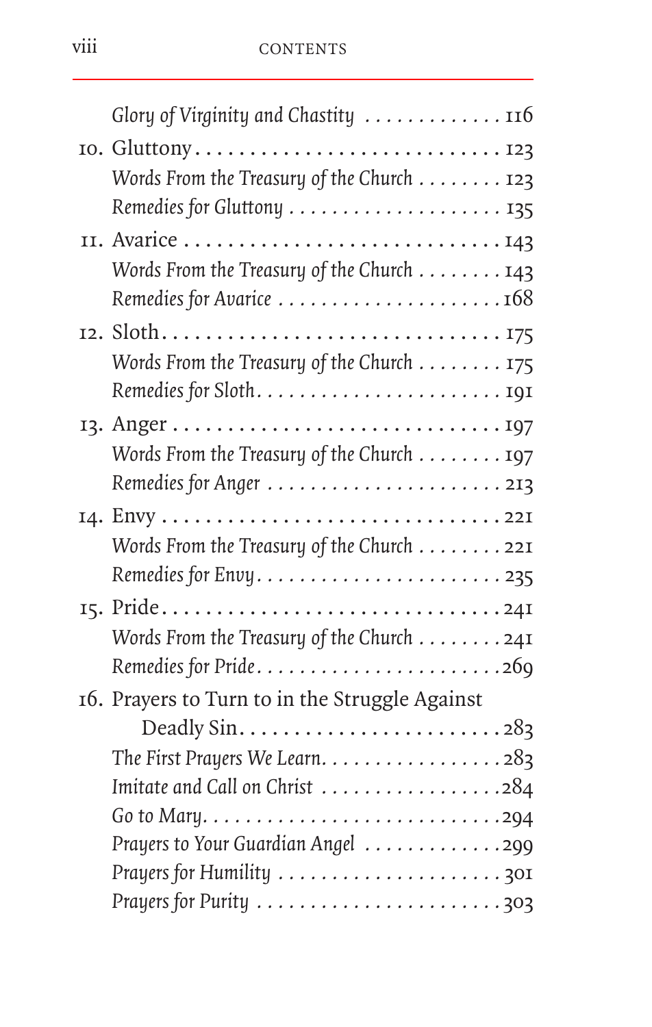*Glory of Virginity and Chastity* . . . . . . . . . . . . . 116

10. Gluttony . . . . . . . . . . . . . . . . . . . . . . . . . . . 123
    *Words From the Treasury of the Church* . . . . . . . . 123
    *Remedies for Gluttony* . . . . . . . . . . . . . . . . . . . . 135

11. Avarice . . . . . . . . . . . . . . . . . . . . . . . . . . . . 143
    *Words From the Treasury of the Church* . . . . . . . . 143
    *Remedies for Avarice* . . . . . . . . . . . . . . . . . . . . 168

12. Sloth . . . . . . . . . . . . . . . . . . . . . . . . . . . . . . 175
    *Words From the Treasury of the Church* . . . . . . . . 175
    *Remedies for Sloth* . . . . . . . . . . . . . . . . . . . . . . 191

13. Anger . . . . . . . . . . . . . . . . . . . . . . . . . . . . . 197
    *Words From the Treasury of the Church* . . . . . . . . 197
    *Remedies for Anger* . . . . . . . . . . . . . . . . . . . . . 213

14. Envy . . . . . . . . . . . . . . . . . . . . . . . . . . . . . . 221
    *Words From the Treasury of the Church* . . . . . . . . 221
    *Remedies for Envy* . . . . . . . . . . . . . . . . . . . . . . 235

15. Pride . . . . . . . . . . . . . . . . . . . . . . . . . . . . . . 241
    *Words From the Treasury of the Church* . . . . . . . . 241
    *Remedies for Pride* . . . . . . . . . . . . . . . . . . . . . . 269

16. Prayers to Turn to in the Struggle Against Deadly Sin . . . . . . . . . . . . . . . . . . . . . . . . 283
    *The First Prayers We Learn* . . . . . . . . . . . . . . . . 283
    *Imitate and Call on Christ* . . . . . . . . . . . . . . . . 284
    *Go to Mary* . . . . . . . . . . . . . . . . . . . . . . . . . . . 294
    *Prayers to Your Guardian Angel* . . . . . . . . . . . . . 299
    *Prayers for Humility* . . . . . . . . . . . . . . . . . . . . 301
    *Prayers for Purity* . . . . . . . . . . . . . . . . . . . . . . 303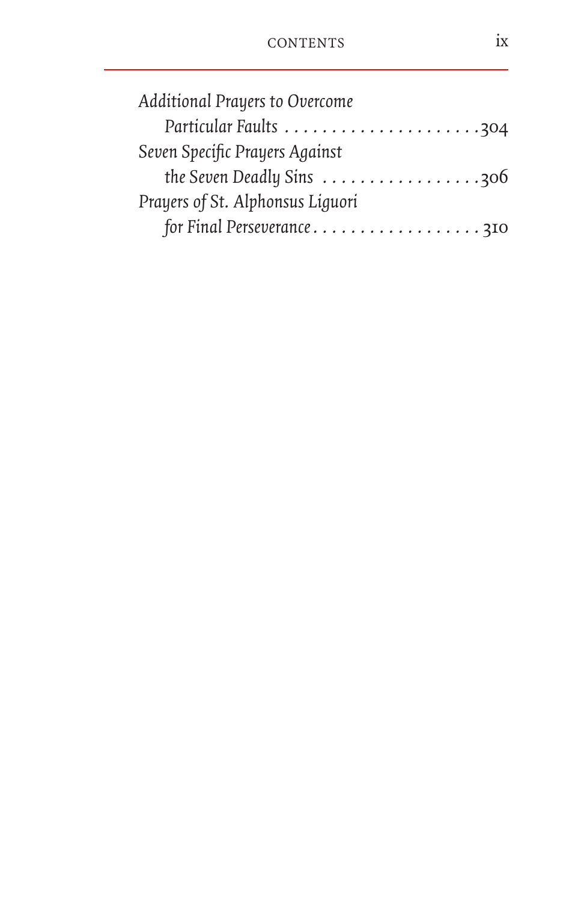*Additional Prayers to Overcome Particular Faults* . . . . . . . . . . . . . . . . . . . . . 304

*Seven Specific Prayers Against the Seven Deadly Sins* . . . . . . . . . . . . . . . . . 306

*Prayers of St. Alphonsus Liguori for Final Perseverance* . . . . . . . . . . . . . . . . . . 310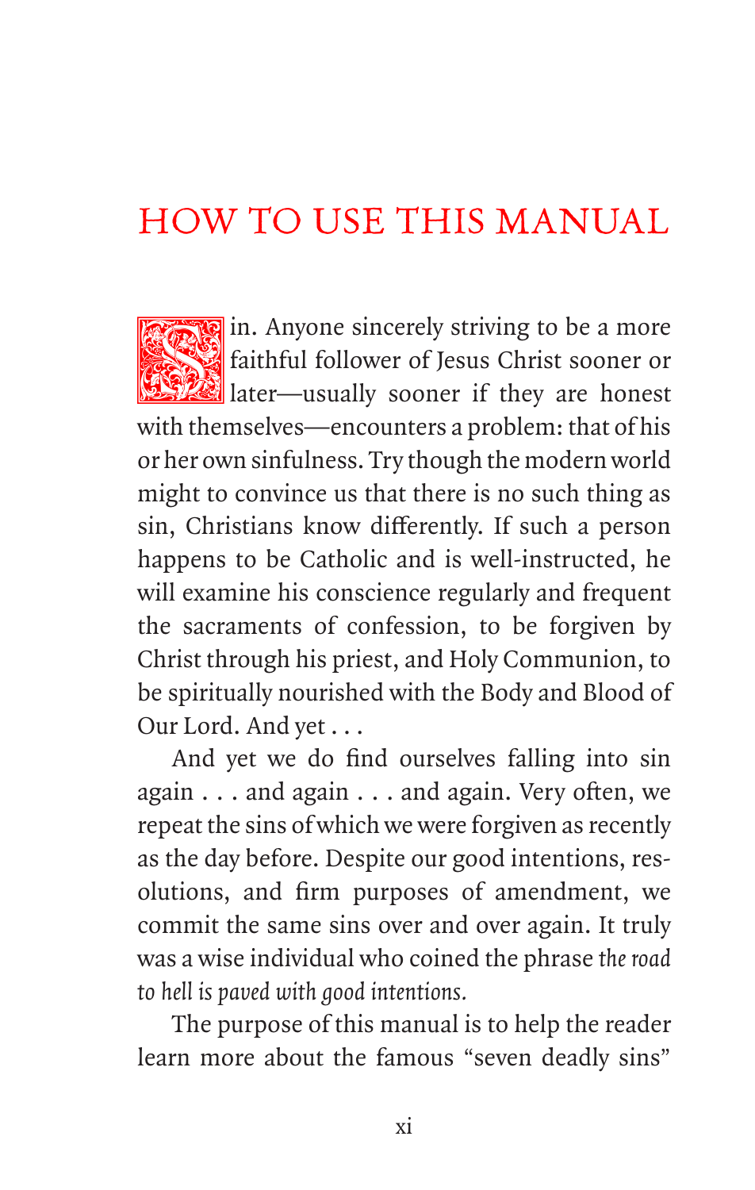# HOW TO USE THIS MANUAL

Sin. Anyone sincerely striving to be a more faithful follower of Jesus Christ sooner or later—usually sooner if they are honest with themselves—encounters a problem: that of his or her own sinfulness. Try though the modern world might to convince us that there is no such thing as sin, Christians know differently. If such a person happens to be Catholic and is well-instructed, he will examine his conscience regularly and frequent the sacraments of confession, to be forgiven by Christ through his priest, and Holy Communion, to be spiritually nourished with the Body and Blood of Our Lord. And yet . . .

And yet we do find ourselves falling into sin again . . . and again . . . and again. Very often, we repeat the sins of which we were forgiven as recently as the day before. Despite our good intentions, resolutions, and firm purposes of amendment, we commit the same sins over and over again. It truly was a wise individual who coined the phrase *the road to hell is paved with good intentions.*

The purpose of this manual is to help the reader learn more about the famous "seven deadly sins"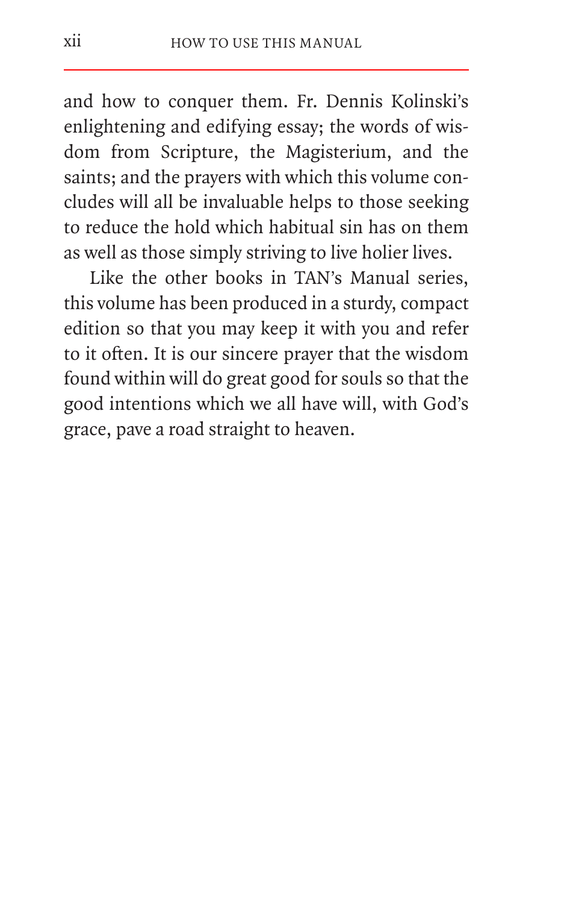and how to conquer them. Fr. Dennis Kolinski's enlightening and edifying essay; the words of wisdom from Scripture, the Magisterium, and the saints; and the prayers with which this volume concludes will all be invaluable helps to those seeking to reduce the hold which habitual sin has on them as well as those simply striving to live holier lives.

Like the other books in TAN's Manual series, this volume has been produced in a sturdy, compact edition so that you may keep it with you and refer to it often. It is our sincere prayer that the wisdom found within will do great good for souls so that the good intentions which we all have will, with God's grace, pave a road straight to heaven.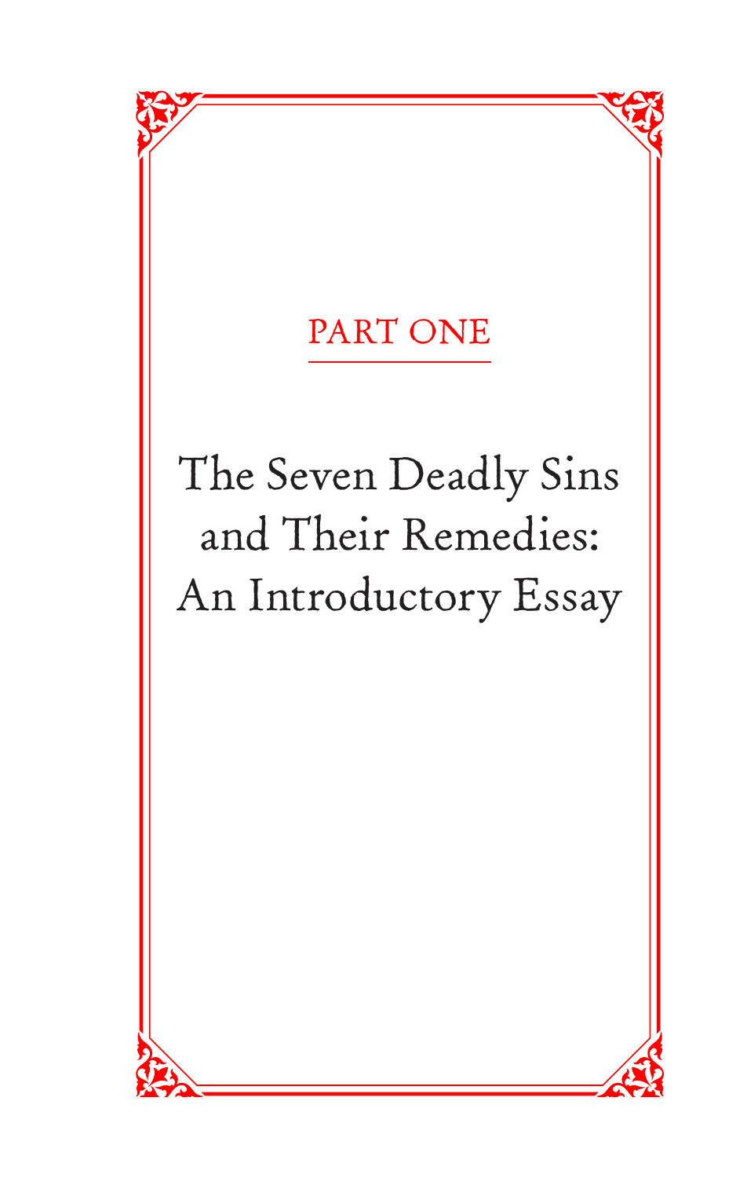PART ONE

# The Seven Deadly Sins and Their Remedies: An Introductory Essay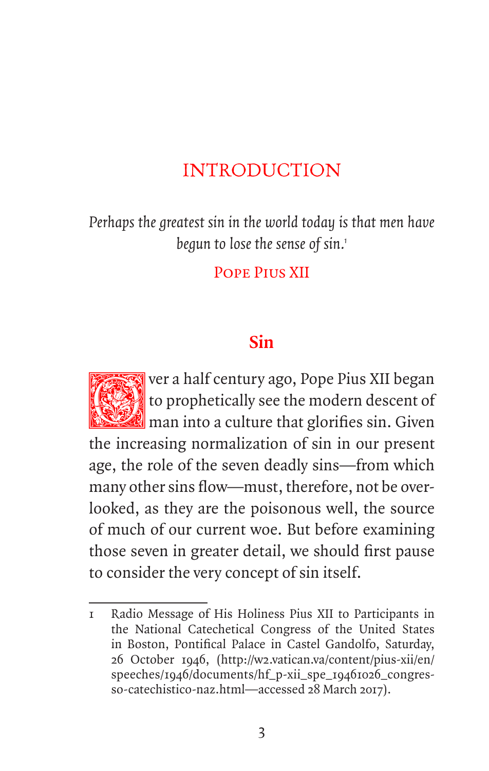# INTRODUCTION

*Perhaps the greatest sin in the world today is that men have begun to lose the sense of sin.*[1]

POPE PIUS XII

## Sin

Over a half century ago, Pope Pius XII began to prophetically see the modern descent of man into a culture that glorifies sin. Given the increasing normalization of sin in our present age, the role of the seven deadly sins—from which many other sins flow—must, therefore, not be overlooked, as they are the poisonous well, the source of much of our current woe. But before examining those seven in greater detail, we should first pause to consider the very concept of sin itself.

---

1 Radio Message of His Holiness Pius XII to Participants in the National Catechetical Congress of the United States in Boston, Pontifical Palace in Castel Gandolfo, Saturday, 26 October 1946, (http://w2.vatican.va/content/pius-xii/en/speeches/1946/documents/hf_p-xii_spe_19461026_congresso-catechistico-naz.html—accessed 28 March 2017).